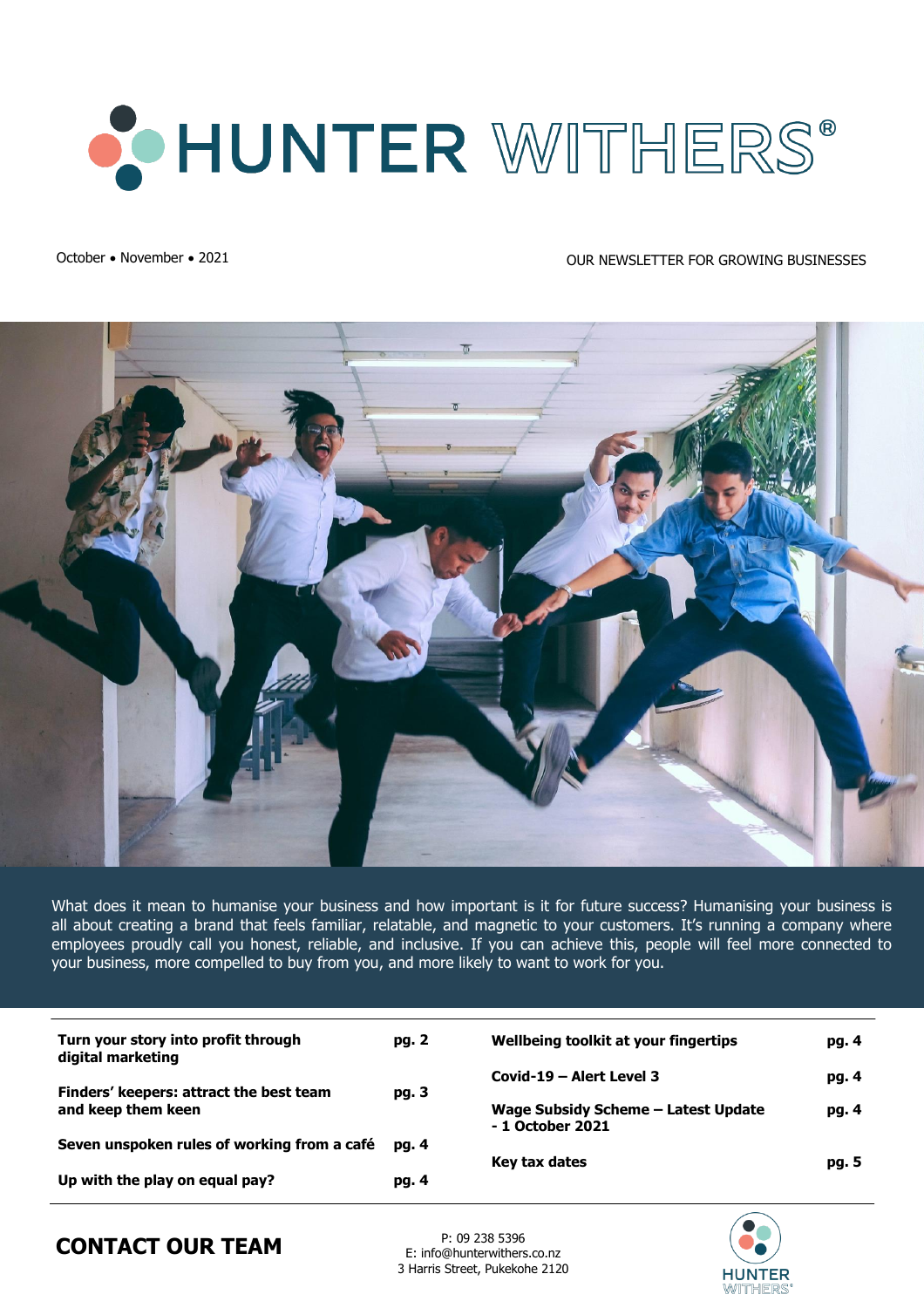# HUNTER WITHERS®

October • November • 2021

OUR NEWSLETTER FOR GROWING BUSINESSES

What does it mean to humanise your business and how important is it for future success? Humanising your business is all about creating a brand that feels familiar, relatable, and magnetic to your customers. It's running a company where employees proudly call you honest, reliable, and inclusive. If you can achieve this, people will feel more connected to your business, more compelled to buy from you, and more likely to want to work for you.

| | |
|---|---|
| **Turn your story into profit through digital marketing** | **pg. 2** |
| **Finders' keepers: attract the best team and keep them keen** | **pg. 3** |
| **Seven unspoken rules of working from a café** | **pg. 4** |
| **Up with the play on equal pay?** | **pg. 4** |
| **Wellbeing toolkit at your fingertips** | **pg. 4** |
| **Covid-19 – Alert Level 3** | **pg. 4** |
| **Wage Subsidy Scheme – Latest Update - 1 October 2021** | **pg. 4** |
| **Key tax dates** | **pg. 5** |

## CONTACT OUR TEAM

P: 09 238 5396
E: info@hunterwithers.co.nz
3 Harris Street, Pukekohe 2120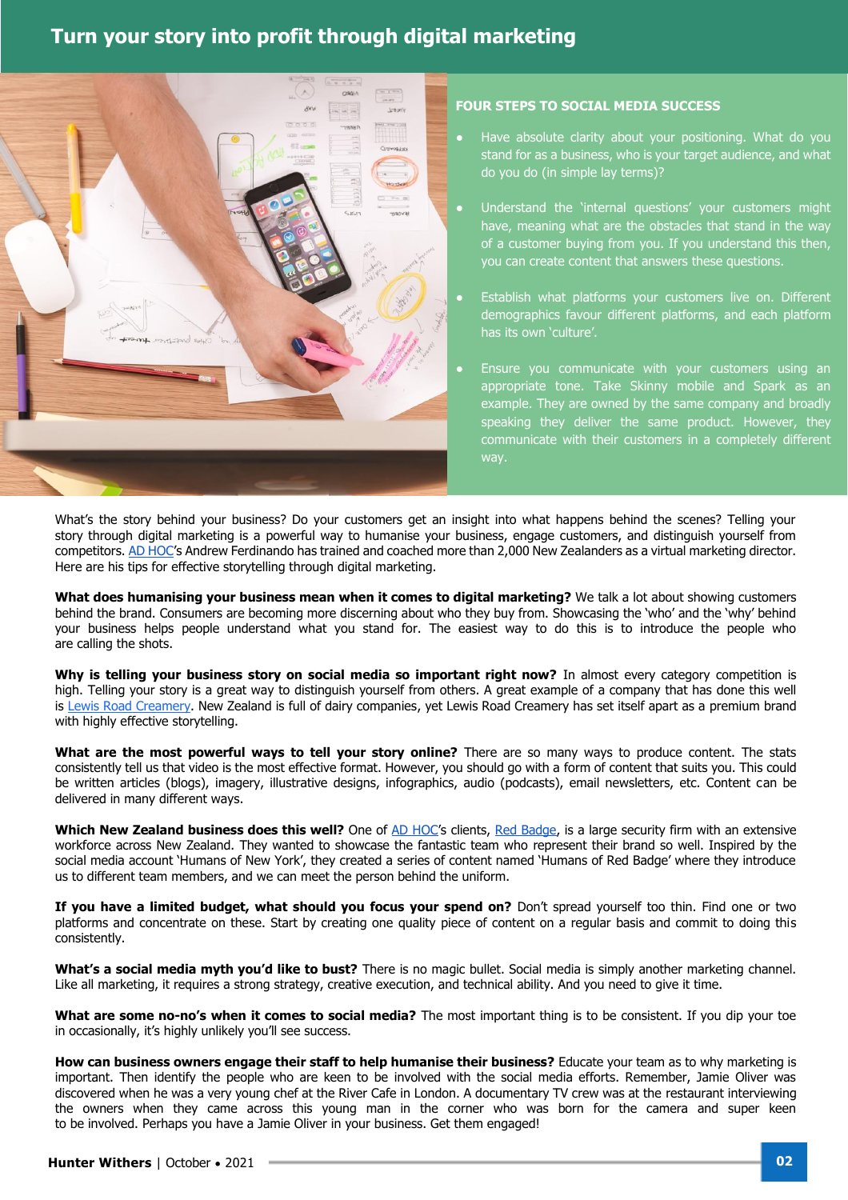# Turn your story into profit through digital marketing

### FOUR STEPS TO SOCIAL MEDIA SUCCESS

- Have absolute clarity about your positioning. What do you stand for as a business, who is your target audience, and what do you do (in simple lay terms)?
- Understand the 'internal questions' your customers might have, meaning what are the obstacles that stand in the way of a customer buying from you. If you understand this then, you can create content that answers these questions.
- Establish what platforms your customers live on. Different demographics favour different platforms, and each platform has its own 'culture'.
- Ensure you communicate with your customers using an appropriate tone. Take Skinny mobile and Spark as an example. They are owned by the same company and broadly speaking they deliver the same product. However, they communicate with their customers in a completely different way.

What's the story behind your business? Do your customers get an insight into what happens behind the scenes? Telling your story through digital marketing is a powerful way to humanise your business, engage customers, and distinguish yourself from competitors. AD HOC's Andrew Ferdinando has trained and coached more than 2,000 New Zealanders as a virtual marketing director. Here are his tips for effective storytelling through digital marketing.

**What does humanising your business mean when it comes to digital marketing?** We talk a lot about showing customers behind the brand. Consumers are becoming more discerning about who they buy from. Showcasing the 'who' and the 'why' behind your business helps people understand what you stand for. The easiest way to do this is to introduce the people who are calling the shots.

**Why is telling your business story on social media so important right now?** In almost every category competition is high. Telling your story is a great way to distinguish yourself from others. A great example of a company that has done this well is Lewis Road Creamery. New Zealand is full of dairy companies, yet Lewis Road Creamery has set itself apart as a premium brand with highly effective storytelling.

**What are the most powerful ways to tell your story online?** There are so many ways to produce content. The stats consistently tell us that video is the most effective format. However, you should go with a form of content that suits you. This could be written articles (blogs), imagery, illustrative designs, infographics, audio (podcasts), email newsletters, etc. Content can be delivered in many different ways.

**Which New Zealand business does this well?** One of AD HOC's clients, Red Badge, is a large security firm with an extensive workforce across New Zealand. They wanted to showcase the fantastic team who represent their brand so well. Inspired by the social media account 'Humans of New York', they created a series of content named 'Humans of Red Badge' where they introduce us to different team members, and we can meet the person behind the uniform.

**If you have a limited budget, what should you focus your spend on?** Don't spread yourself too thin. Find one or two platforms and concentrate on these. Start by creating one quality piece of content on a regular basis and commit to doing this consistently.

**What's a social media myth you'd like to bust?** There is no magic bullet. Social media is simply another marketing channel. Like all marketing, it requires a strong strategy, creative execution, and technical ability. And you need to give it time.

**What are some no-no's when it comes to social media?** The most important thing is to be consistent. If you dip your toe in occasionally, it's highly unlikely you'll see success.

**How can business owners engage their staff to help humanise their business?** Educate your team as to why marketing is important. Then identify the people who are keen to be involved with the social media efforts. Remember, Jamie Oliver was discovered when he was a very young chef at the River Cafe in London. A documentary TV crew was at the restaurant interviewing the owners when they came across this young man in the corner who was born for the camera and super keen to be involved. Perhaps you have a Jamie Oliver in your business. Get them engaged!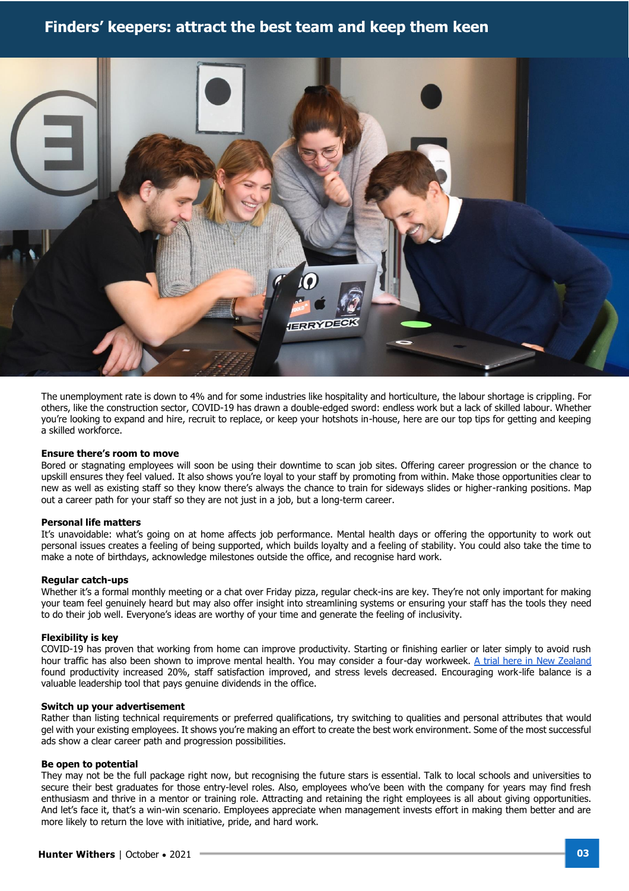# Finders' keepers: attract the best team and keep them keen

The unemployment rate is down to 4% and for some industries like hospitality and horticulture, the labour shortage is crippling. For others, like the construction sector, COVID-19 has drawn a double-edged sword: endless work but a lack of skilled labour. Whether you're looking to expand and hire, recruit to replace, or keep your hotshots in-house, here are our top tips for getting and keeping a skilled workforce.

**Ensure there's room to move**

Bored or stagnating employees will soon be using their downtime to scan job sites. Offering career progression or the chance to upskill ensures they feel valued. It also shows you're loyal to your staff by promoting from within. Make those opportunities clear to new as well as existing staff so they know there's always the chance to train for sideways slides or higher-ranking positions. Map out a career path for your staff so they are not just in a job, but a long-term career.

**Personal life matters**

It's unavoidable: what's going on at home affects job performance. Mental health days or offering the opportunity to work out personal issues creates a feeling of being supported, which builds loyalty and a feeling of stability. You could also take the time to make a note of birthdays, acknowledge milestones outside the office, and recognise hard work.

**Regular catch-ups**

Whether it's a formal monthly meeting or a chat over Friday pizza, regular check-ins are key. They're not only important for making your team feel genuinely heard but may also offer insight into streamlining systems or ensuring your staff has the tools they need to do their job well. Everyone's ideas are worthy of your time and generate the feeling of inclusivity.

**Flexibility is key**

COVID-19 has proven that working from home can improve productivity. Starting or finishing earlier or later simply to avoid rush hour traffic has also been shown to improve mental health. You may consider a four-day workweek. A trial here in New Zealand found productivity increased 20%, staff satisfaction improved, and stress levels decreased. Encouraging work-life balance is a valuable leadership tool that pays genuine dividends in the office.

**Switch up your advertisement**

Rather than listing technical requirements or preferred qualifications, try switching to qualities and personal attributes that would gel with your existing employees. It shows you're making an effort to create the best work environment. Some of the most successful ads show a clear career path and progression possibilities.

**Be open to potential**

They may not be the full package right now, but recognising the future stars is essential. Talk to local schools and universities to secure their best graduates for those entry-level roles. Also, employees who've been with the company for years may find fresh enthusiasm and thrive in a mentor or training role. Attracting and retaining the right employees is all about giving opportunities. And let's face it, that's a win-win scenario. Employees appreciate when management invests effort in making them better and are more likely to return the love with initiative, pride, and hard work.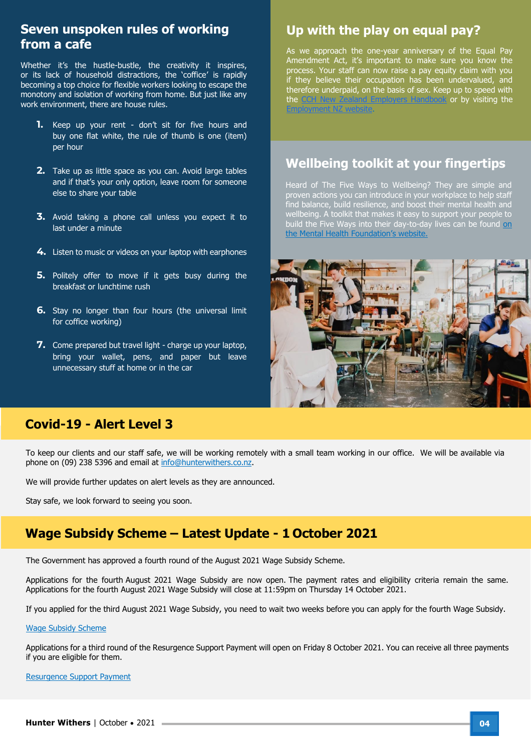## Seven unspoken rules of working from a cafe

Whether it's the hustle-bustle, the creativity it inspires, or its lack of household distractions, the 'coffice' is rapidly becoming a top choice for flexible workers looking to escape the monotony and isolation of working from home. But just like any work environment, there are house rules.

1. Keep up your rent - don't sit for five hours and buy one flat white, the rule of thumb is one (item) per hour
2. Take up as little space as you can. Avoid large tables and if that's your only option, leave room for someone else to share your table
3. Avoid taking a phone call unless you expect it to last under a minute
4. Listen to music or videos on your laptop with earphones
5. Politely offer to move if it gets busy during the breakfast or lunchtime rush
6. Stay no longer than four hours (the universal limit for coffice working)
7. Come prepared but travel light - charge up your laptop, bring your wallet, pens, and paper but leave unnecessary stuff at home or in the car

## Up with the play on equal pay?

As we approach the one-year anniversary of the Equal Pay Amendment Act, it's important to make sure you know the process. Your staff can now raise a pay equity claim with you if they believe their occupation has been undervalued, and therefore underpaid, on the basis of sex. Keep up to speed with the CCH New Zealand Employers Handbook or by visiting the Employment NZ website.

## Wellbeing toolkit at your fingertips

Heard of The Five Ways to Wellbeing? They are simple and proven actions you can introduce in your workplace to help staff find balance, build resilience, and boost their mental health and wellbeing. A toolkit that makes it easy to support your people to build the Five Ways into their day-to-day lives can be found on the Mental Health Foundation's website.

## Covid-19 - Alert Level 3

To keep our clients and our staff safe, we will be working remotely with a small team working in our office. We will be available via phone on (09) 238 5396 and email at info@hunterwithers.co.nz.

We will provide further updates on alert levels as they are announced.

Stay safe, we look forward to seeing you soon.

## Wage Subsidy Scheme – Latest Update - 1 October 2021

The Government has approved a fourth round of the August 2021 Wage Subsidy Scheme.

Applications for the fourth August 2021 Wage Subsidy are now open. The payment rates and eligibility criteria remain the same. Applications for the fourth August 2021 Wage Subsidy will close at 11:59pm on Thursday 14 October 2021.

If you applied for the third August 2021 Wage Subsidy, you need to wait two weeks before you can apply for the fourth Wage Subsidy.

Wage Subsidy Scheme

Applications for a third round of the Resurgence Support Payment will open on Friday 8 October 2021. You can receive all three payments if you are eligible for them.

Resurgence Support Payment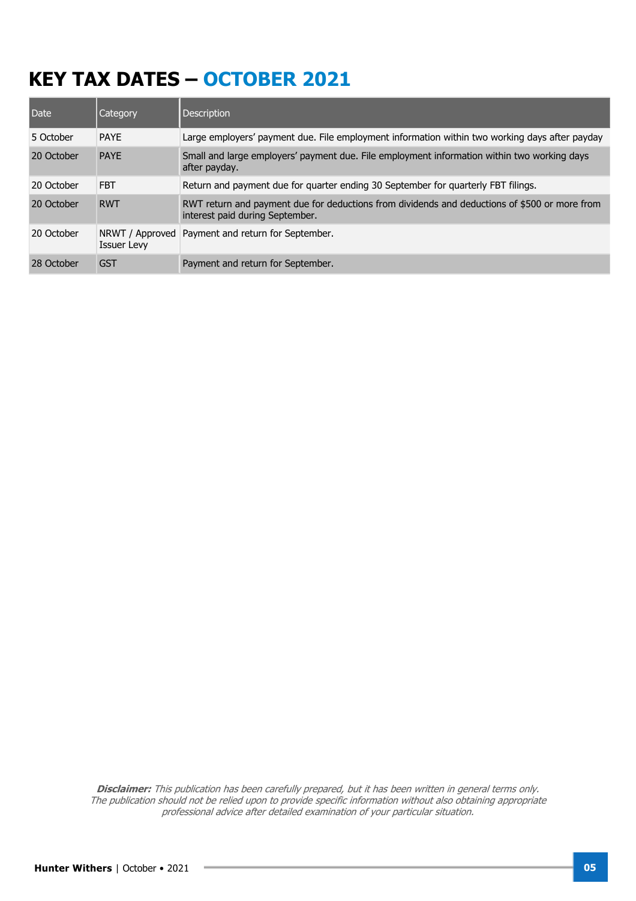# KEY TAX DATES – OCTOBER 2021

| Date | Category | Description |
|---|---|---|
| 5 October | PAYE | Large employers' payment due. File employment information within two working days after payday |
| 20 October | PAYE | Small and large employers' payment due. File employment information within two working days after payday. |
| 20 October | FBT | Return and payment due for quarter ending 30 September for quarterly FBT filings. |
| 20 October | RWT | RWT return and payment due for deductions from dividends and deductions of $500 or more from interest paid during September. |
| 20 October | NRWT / Approved Issuer Levy | Payment and return for September. |
| 28 October | GST | Payment and return for September. |

***Disclaimer:*** *This publication has been carefully prepared, but it has been written in general terms only. The publication should not be relied upon to provide specific information without also obtaining appropriate professional advice after detailed examination of your particular situation.*